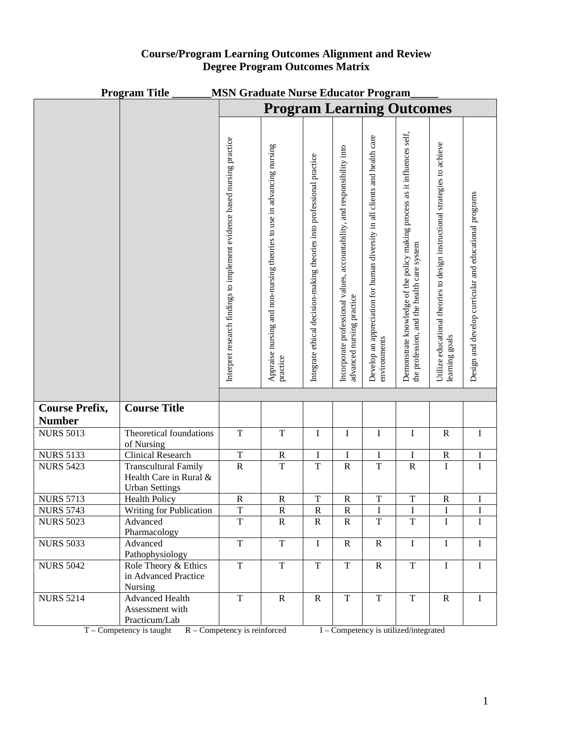**Course/Program Learning Outcomes Alignment and Review**
**Degree Program Outcomes Matrix**

**Program Title \_\_\_\_\_\_\_MSN Graduate Nurse Educator Program\_\_\_\_\_**

| | | **Program Learning Outcomes** | | | | | | | |
|---|---|---|---|---|---|---|---|---|---|
| | | Interpret research findings to implement evidence based nursing practice | Appraise nursing and non-nursing theories to use in advancing nursing practice | Integrate ethical decision-making theories into professional practice | Incorporate professional values, accountability, and responsibility into advanced nursing practice | Develop an appreciation for human diversity in all clients and health care environments | Demonstrate knowledge of the policy making process as it influences self, the profession, and the health care system | Utilize educational theories to design instructional strategies to achieve learning goals | Design and develop curricular and educational programs |
| **Course Prefix, Number** | **Course Title** | | | | | | | | |
| NURS 5013 | Theoretical foundations of Nursing | T | T | I | I | I | I | R | I |
| NURS 5133 | Clinical Research | T | R | I | I | I | I | R | I |
| NURS 5423 | Transcultural Family Health Care in Rural & Urban Settings | R | T | T | R | T | R | I | I |
| NURS 5713 | Health Policy | R | R | T | R | T | T | R | I |
| NURS 5743 | Writing for Publication | T | R | R | R | I | I | I | I |
| NURS 5023 | Advanced Pharmacology | T | R | R | R | T | T | I | I |
| NURS 5033 | Advanced Pathophysiology | T | T | I | R | R | I | I | I |
| NURS 5042 | Role Theory & Ethics in Advanced Practice Nursing | T | T | T | T | R | T | I | I |
| NURS 5214 | Advanced Health Assessment with Practicum/Lab | T | R | R | T | T | T | R | I |

T – Competency is taught R – Competency is reinforced I – Competency is utilized/integrated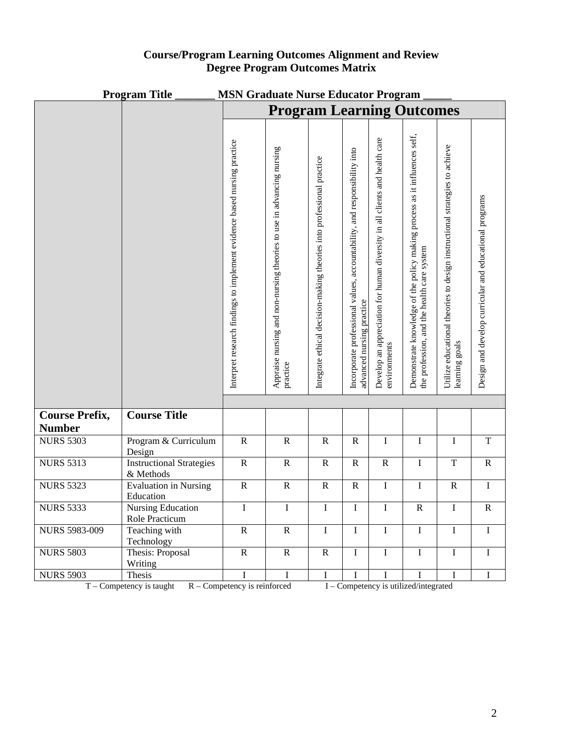**Course/Program Learning Outcomes Alignment and Review**
**Degree Program Outcomes Matrix**

**Program Title _______ MSN Graduate Nurse Educator Program _____**

| | | **Program Learning Outcomes** | | | | | | | |
|---|---|---|---|---|---|---|---|---|---|
| | | Interpret research findings to implement evidence based nursing practice | Appraise nursing and non-nursing theories to use in advancing nursing practice | Integrate ethical decision-making theories into professional practice | Incorporate professional values, accountability, and responsibility into advanced nursing practice | Develop an appreciation for human diversity in all clients and health care environments | Demonstrate knowledge of the policy making process as it influences self, the profession, and the health care system | Utilize educational theories to design instructional strategies to achieve learning goals | Design and develop curricular and educational programs |
| **Course Prefix, Number** | **Course Title** | | | | | | | | |
| NURS 5303 | Program & Curriculum Design | R | R | R | R | I | I | I | T |
| NURS 5313 | Instructional Strategies & Methods | R | R | R | R | R | I | T | R |
| NURS 5323 | Evaluation in Nursing Education | R | R | R | R | I | I | R | I |
| NURS 5333 | Nursing Education Role Practicum | I | I | I | I | I | R | I | R |
| NURS 5983-009 | Teaching with Technology | R | R | I | I | I | I | I | I |
| NURS 5803 | Thesis: Proposal Writing | R | R | R | I | I | I | I | I |
| NURS 5903 | Thesis | I | I | I | I | I | I | I | I |

T – Competency is taught R – Competency is reinforced I – Competency is utilized/integrated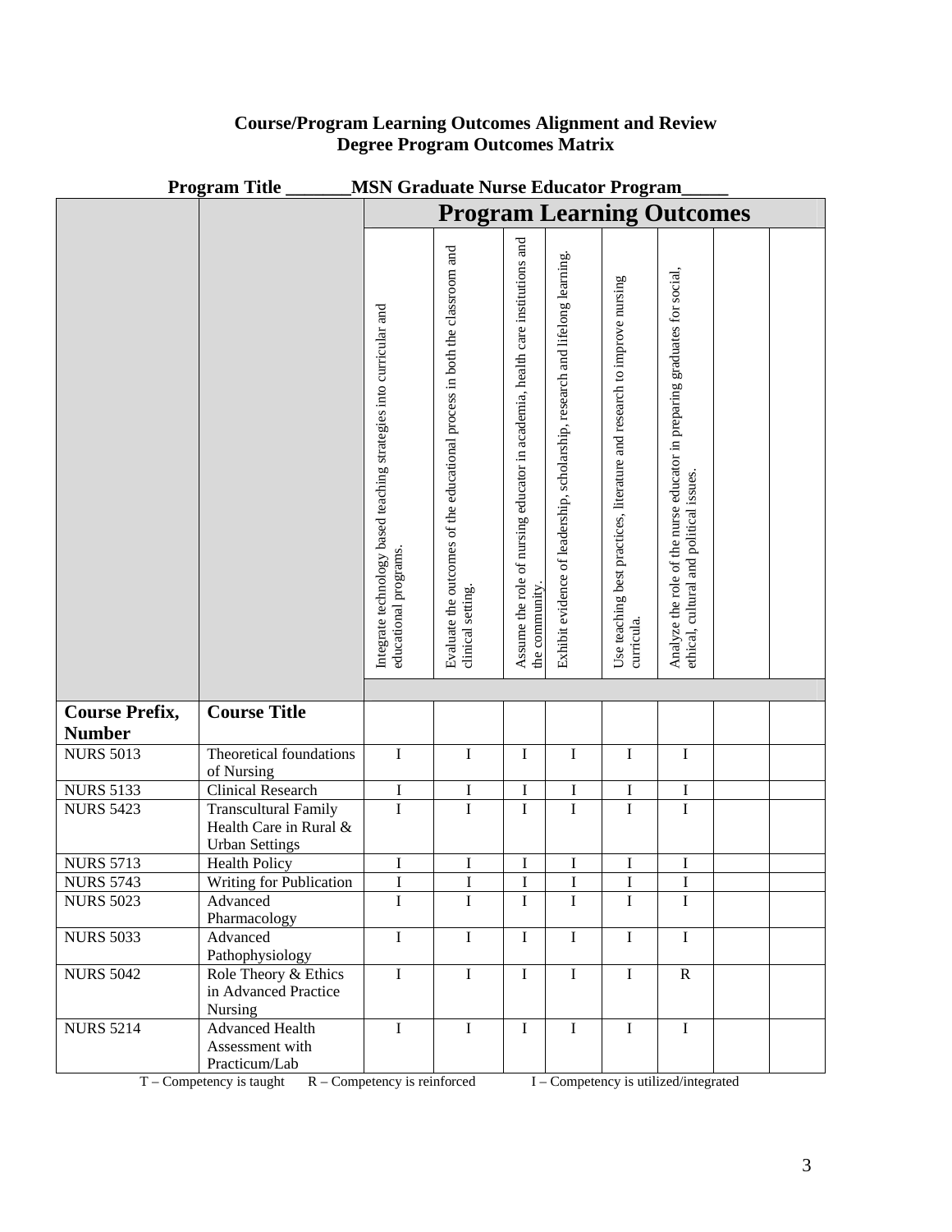**Course/Program Learning Outcomes Alignment and Review**
**Degree Program Outcomes Matrix**

**Program Title _______MSN Graduate Nurse Educator Program_____**

| | | **Program Learning Outcomes** | | | | | | | |
|---|---|---|---|---|---|---|---|---|---|
| | | Integrate technology based teaching strategies into curricular and educational programs. | Evaluate the outcomes of the educational process in both the classroom and clinical setting. | Assume the role of nursing educator in academia, health care institutions and the community. | Exhibit evidence of leadership, scholarship, research and lifelong learning. | Use teaching best practices, literature and research to improve nursing curricula. | Analyze the role of the nurse educator in preparing graduates for social, ethical, cultural and political issues. | | |
| **Course Prefix, Number** | **Course Title** | | | | | | | | |
| NURS 5013 | Theoretical foundations of Nursing | I | I | I | I | I | I | | |
| NURS 5133 | Clinical Research | I | I | I | I | I | I | | |
| NURS 5423 | Transcultural Family Health Care in Rural & Urban Settings | I | I | I | I | I | I | | |
| NURS 5713 | Health Policy | I | I | I | I | I | I | | |
| NURS 5743 | Writing for Publication | I | I | I | I | I | I | | |
| NURS 5023 | Advanced Pharmacology | I | I | I | I | I | I | | |
| NURS 5033 | Advanced Pathophysiology | I | I | I | I | I | I | | |
| NURS 5042 | Role Theory & Ethics in Advanced Practice Nursing | I | I | I | I | I | R | | |
| NURS 5214 | Advanced Health Assessment with Practicum/Lab | I | I | I | I | I | I | | |

T – Competency is taught R – Competency is reinforced I – Competency is utilized/integrated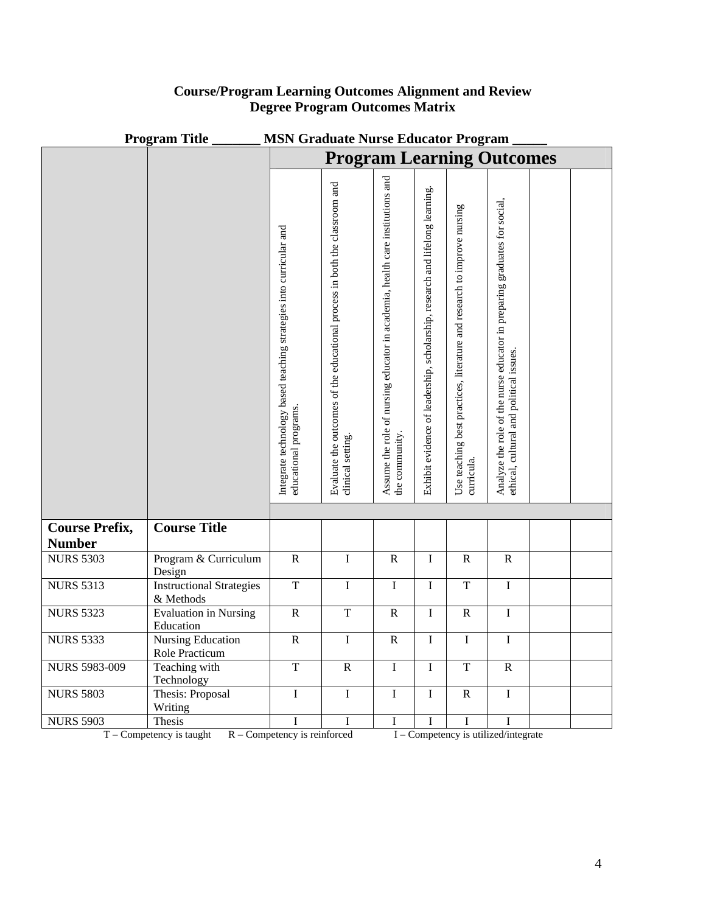**Course/Program Learning Outcomes Alignment and Review**
**Degree Program Outcomes Matrix**

**Program Title _______ MSN Graduate Nurse Educator Program _____**

| | | Program Learning Outcomes | | | | | | | |
|---|---|---|---|---|---|---|---|---|---|
| | | Integrate technology based teaching strategies into curricular and educational programs. | Evaluate the outcomes of the educational process in both the classroom and clinical setting. | Assume the role of nursing educator in academia, health care institutions and the community. | Exhibit evidence of leadership, scholarship, research and lifelong learning. | Use teaching best practices, literature and research to improve nursing curricula. | Analyze the role of the nurse educator in preparing graduates for social, ethical, cultural and political issues. | | |
| **Course Prefix, Number** | **Course Title** | | | | | | | | |
| NURS 5303 | Program & Curriculum Design | R | I | R | I | R | R | | |
| NURS 5313 | Instructional Strategies & Methods | T | I | I | I | T | I | | |
| NURS 5323 | Evaluation in Nursing Education | R | T | R | I | R | I | | |
| NURS 5333 | Nursing Education Role Practicum | R | I | R | I | I | I | | |
| NURS 5983-009 | Teaching with Technology | T | R | I | I | T | R | | |
| NURS 5803 | Thesis: Proposal Writing | I | I | I | I | R | I | | |
| NURS 5903 | Thesis | I | I | I | I | I | I | | |

T – Competency is taught    R – Competency is reinforced    I – Competency is utilized/integrate